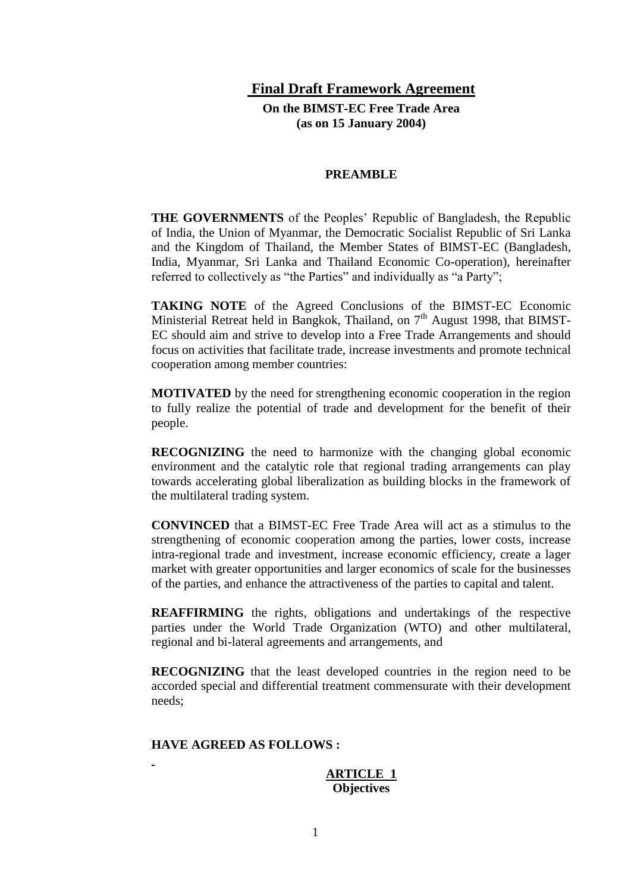# Final Draft Framework Agreement

**On the BIMST-EC Free Trade Area**
**(as on 15 January 2004)**

## PREAMBLE

**THE GOVERNMENTS** of the Peoples' Republic of Bangladesh, the Republic of India, the Union of Myanmar, the Democratic Socialist Republic of Sri Lanka and the Kingdom of Thailand, the Member States of BIMST-EC (Bangladesh, India, Myanmar, Sri Lanka and Thailand Economic Co-operation), hereinafter referred to collectively as "the Parties" and individually as "a Party";

**TAKING NOTE** of the Agreed Conclusions of the BIMST-EC Economic Ministerial Retreat held in Bangkok, Thailand, on 7th August 1998, that BIMST-EC should aim and strive to develop into a Free Trade Arrangements and should focus on activities that facilitate trade, increase investments and promote technical cooperation among member countries:

**MOTIVATED** by the need for strengthening economic cooperation in the region to fully realize the potential of trade and development for the benefit of their people.

**RECOGNIZING** the need to harmonize with the changing global economic environment and the catalytic role that regional trading arrangements can play towards accelerating global liberalization as building blocks in the framework of the multilateral trading system.

**CONVINCED** that a BIMST-EC Free Trade Area will act as a stimulus to the strengthening of economic cooperation among the parties, lower costs, increase intra-regional trade and investment, increase economic efficiency, create a lager market with greater opportunities and larger economics of scale for the businesses of the parties, and enhance the attractiveness of the parties to capital and talent.

**REAFFIRMING** the rights, obligations and undertakings of the respective parties under the World Trade Organization (WTO) and other multilateral, regional and bi-lateral agreements and arrangements, and

**RECOGNIZING** that the least developed countries in the region need to be accorded special and differential treatment commensurate with their development needs;

**HAVE AGREED AS FOLLOWS :**

## ARTICLE 1
### Objectives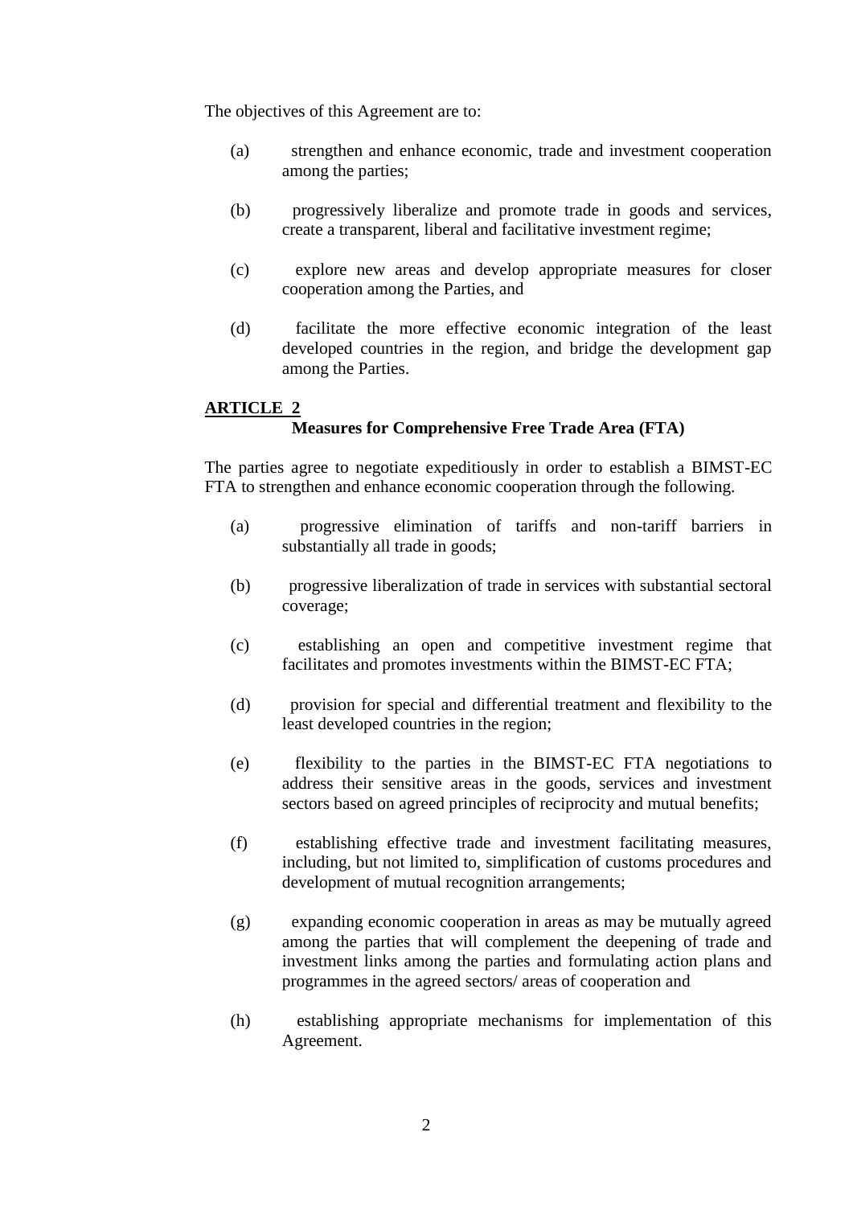The objectives of this Agreement are to:

(a) strengthen and enhance economic, trade and investment cooperation among the parties;

(b) progressively liberalize and promote trade in goods and services, create a transparent, liberal and facilitative investment regime;

(c) explore new areas and develop appropriate measures for closer cooperation among the Parties, and

(d) facilitate the more effective economic integration of the least developed countries in the region, and bridge the development gap among the Parties.

## ARTICLE 2

### Measures for Comprehensive Free Trade Area (FTA)

The parties agree to negotiate expeditiously in order to establish a BIMST-EC FTA to strengthen and enhance economic cooperation through the following.

(a) progressive elimination of tariffs and non-tariff barriers in substantially all trade in goods;

(b) progressive liberalization of trade in services with substantial sectoral coverage;

(c) establishing an open and competitive investment regime that facilitates and promotes investments within the BIMST-EC FTA;

(d) provision for special and differential treatment and flexibility to the least developed countries in the region;

(e) flexibility to the parties in the BIMST-EC FTA negotiations to address their sensitive areas in the goods, services and investment sectors based on agreed principles of reciprocity and mutual benefits;

(f) establishing effective trade and investment facilitating measures, including, but not limited to, simplification of customs procedures and development of mutual recognition arrangements;

(g) expanding economic cooperation in areas as may be mutually agreed among the parties that will complement the deepening of trade and investment links among the parties and formulating action plans and programmes in the agreed sectors/ areas of cooperation and

(h) establishing appropriate mechanisms for implementation of this Agreement.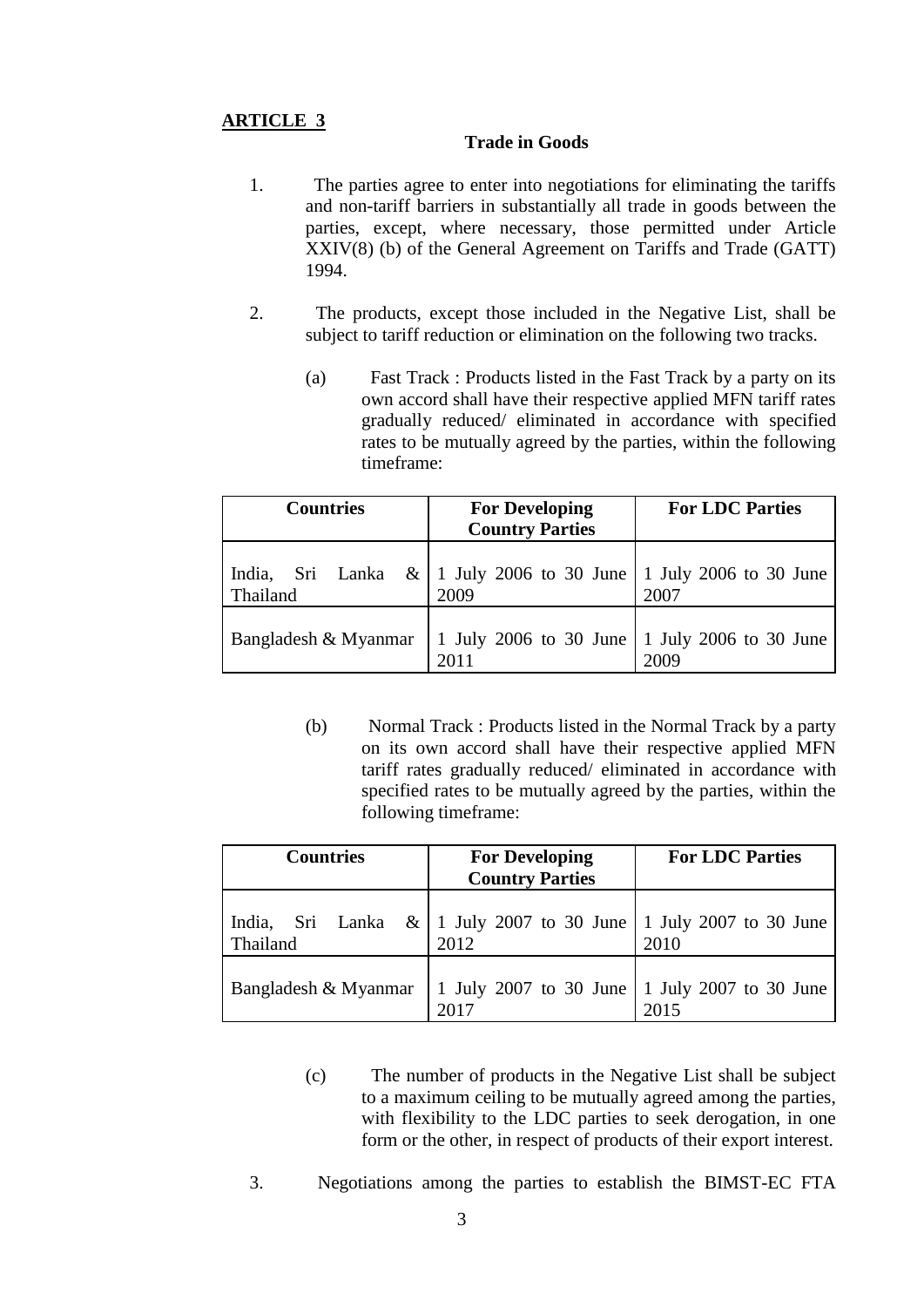**ARTICLE 3**

**Trade in Goods**

1. The parties agree to enter into negotiations for eliminating the tariffs and non-tariff barriers in substantially all trade in goods between the parties, except, where necessary, those permitted under Article XXIV(8) (b) of the General Agreement on Tariffs and Trade (GATT) 1994.

2. The products, except those included in the Negative List, shall be subject to tariff reduction or elimination on the following two tracks.

   (a) Fast Track : Products listed in the Fast Track by a party on its own accord shall have their respective applied MFN tariff rates gradually reduced/ eliminated in accordance with specified rates to be mutually agreed by the parties, within the following timeframe:

| Countries | For Developing Country Parties | For LDC Parties |
|---|---|---|
| India, Sri Lanka & Thailand | 1 July 2006 to 30 June 2009 | 1 July 2006 to 30 June 2007 |
| Bangladesh & Myanmar | 1 July 2006 to 30 June 2011 | 1 July 2006 to 30 June 2009 |

   (b) Normal Track : Products listed in the Normal Track by a party on its own accord shall have their respective applied MFN tariff rates gradually reduced/ eliminated in accordance with specified rates to be mutually agreed by the parties, within the following timeframe:

| Countries | For Developing Country Parties | For LDC Parties |
|---|---|---|
| India, Sri Lanka & Thailand | 1 July 2007 to 30 June 2012 | 1 July 2007 to 30 June 2010 |
| Bangladesh & Myanmar | 1 July 2007 to 30 June 2017 | 1 July 2007 to 30 June 2015 |

   (c) The number of products in the Negative List shall be subject to a maximum ceiling to be mutually agreed among the parties, with flexibility to the LDC parties to seek derogation, in one form or the other, in respect of products of their export interest.

3. Negotiations among the parties to establish the BIMST-EC FTA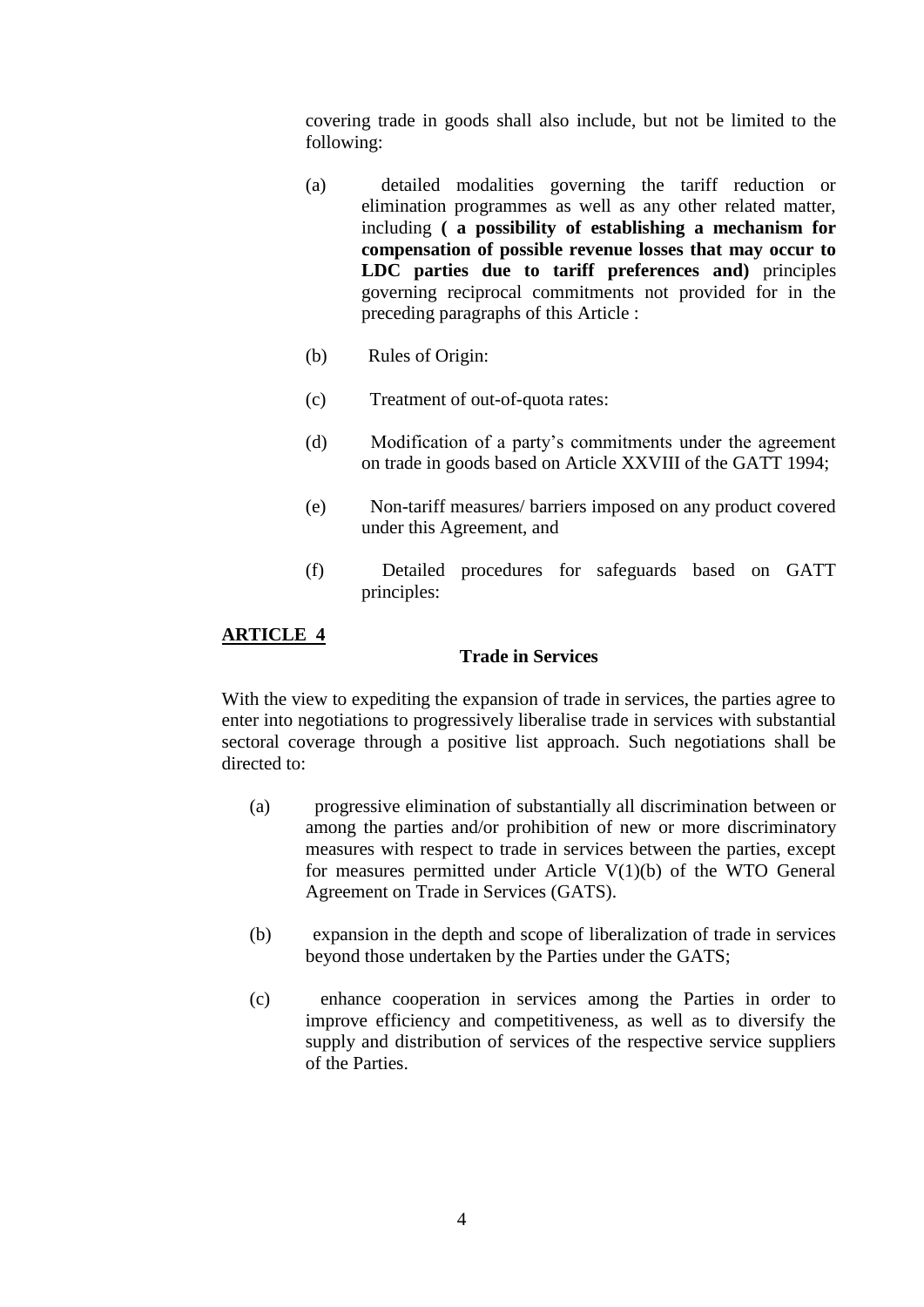covering trade in goods shall also include, but not be limited to the following:

(a) detailed modalities governing the tariff reduction or elimination programmes as well as any other related matter, including **( a possibility of establishing a mechanism for compensation of possible revenue losses that may occur to LDC parties due to tariff preferences and)** principles governing reciprocal commitments not provided for in the preceding paragraphs of this Article :

(b) Rules of Origin:

(c) Treatment of out-of-quota rates:

(d) Modification of a party's commitments under the agreement on trade in goods based on Article XXVIII of the GATT 1994;

(e) Non-tariff measures/ barriers imposed on any product covered under this Agreement, and

(f) Detailed procedures for safeguards based on GATT principles:

## ARTICLE 4

### Trade in Services

With the view to expediting the expansion of trade in services, the parties agree to enter into negotiations to progressively liberalise trade in services with substantial sectoral coverage through a positive list approach. Such negotiations shall be directed to:

(a) progressive elimination of substantially all discrimination between or among the parties and/or prohibition of new or more discriminatory measures with respect to trade in services between the parties, except for measures permitted under Article V(1)(b) of the WTO General Agreement on Trade in Services (GATS).

(b) expansion in the depth and scope of liberalization of trade in services beyond those undertaken by the Parties under the GATS;

(c) enhance cooperation in services among the Parties in order to improve efficiency and competitiveness, as well as to diversify the supply and distribution of services of the respective service suppliers of the Parties.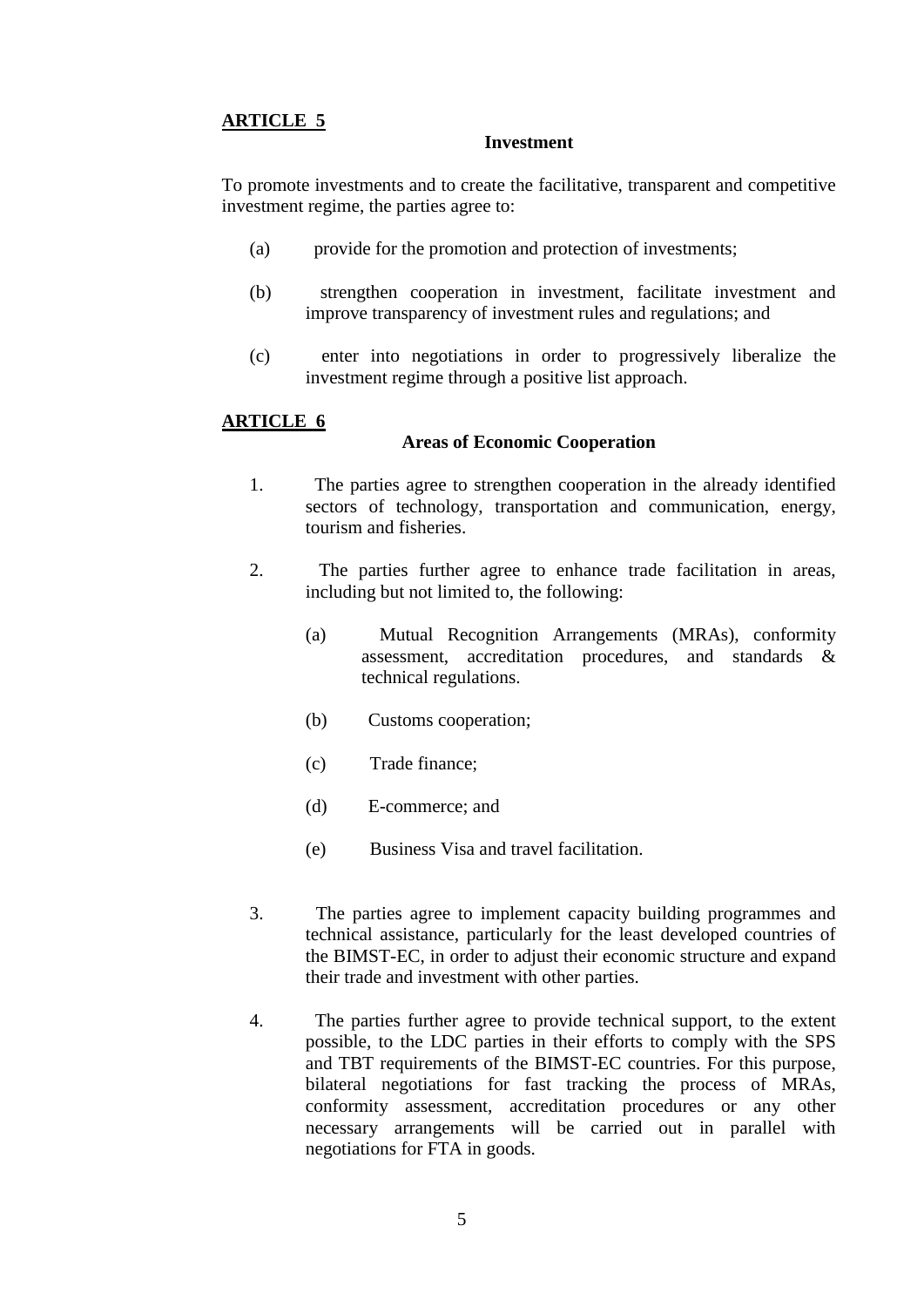## ARTICLE 5

### Investment

To promote investments and to create the facilitative, transparent and competitive investment regime, the parties agree to:

(a) provide for the promotion and protection of investments;

(b) strengthen cooperation in investment, facilitate investment and improve transparency of investment rules and regulations; and

(c) enter into negotiations in order to progressively liberalize the investment regime through a positive list approach.

## ARTICLE 6

### Areas of Economic Cooperation

1. The parties agree to strengthen cooperation in the already identified sectors of technology, transportation and communication, energy, tourism and fisheries.

2. The parties further agree to enhance trade facilitation in areas, including but not limited to, the following:

   (a) Mutual Recognition Arrangements (MRAs), conformity assessment, accreditation procedures, and standards & technical regulations.

   (b) Customs cooperation;

   (c) Trade finance;

   (d) E-commerce; and

   (e) Business Visa and travel facilitation.

3. The parties agree to implement capacity building programmes and technical assistance, particularly for the least developed countries of the BIMST-EC, in order to adjust their economic structure and expand their trade and investment with other parties.

4. The parties further agree to provide technical support, to the extent possible, to the LDC parties in their efforts to comply with the SPS and TBT requirements of the BIMST-EC countries. For this purpose, bilateral negotiations for fast tracking the process of MRAs, conformity assessment, accreditation procedures or any other necessary arrangements will be carried out in parallel with negotiations for FTA in goods.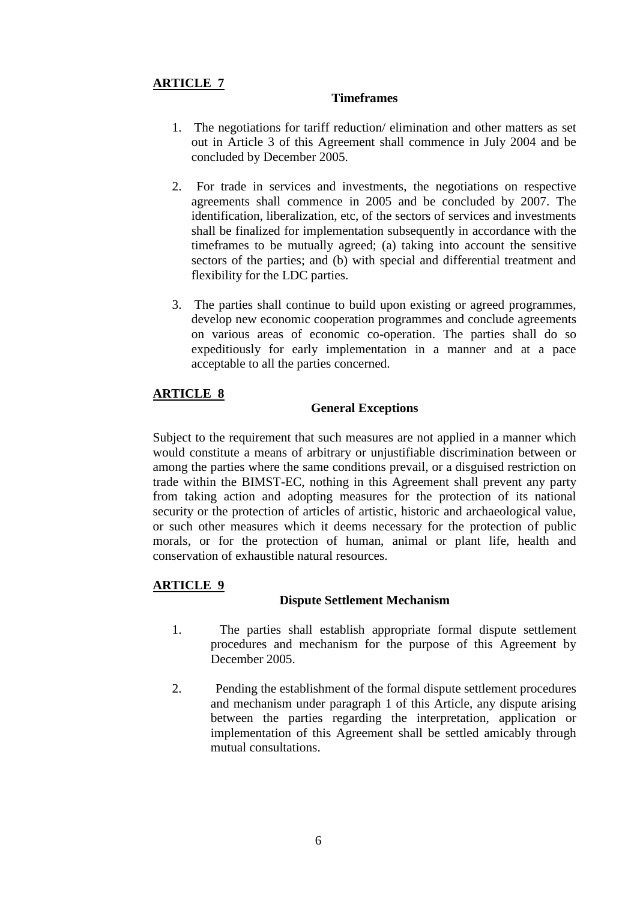**ARTICLE 7**

**Timeframes**

1. The negotiations for tariff reduction/ elimination and other matters as set out in Article 3 of this Agreement shall commence in July 2004 and be concluded by December 2005.

2. For trade in services and investments, the negotiations on respective agreements shall commence in 2005 and be concluded by 2007. The identification, liberalization, etc, of the sectors of services and investments shall be finalized for implementation subsequently in accordance with the timeframes to be mutually agreed; (a) taking into account the sensitive sectors of the parties; and (b) with special and differential treatment and flexibility for the LDC parties.

3. The parties shall continue to build upon existing or agreed programmes, develop new economic cooperation programmes and conclude agreements on various areas of economic co-operation. The parties shall do so expeditiously for early implementation in a manner and at a pace acceptable to all the parties concerned.

**ARTICLE 8**

**General Exceptions**

Subject to the requirement that such measures are not applied in a manner which would constitute a means of arbitrary or unjustifiable discrimination between or among the parties where the same conditions prevail, or a disguised restriction on trade within the BIMST-EC, nothing in this Agreement shall prevent any party from taking action and adopting measures for the protection of its national security or the protection of articles of artistic, historic and archaeological value, or such other measures which it deems necessary for the protection of public morals, or for the protection of human, animal or plant life, health and conservation of exhaustible natural resources.

**ARTICLE 9**

**Dispute Settlement Mechanism**

1. The parties shall establish appropriate formal dispute settlement procedures and mechanism for the purpose of this Agreement by December 2005.

2. Pending the establishment of the formal dispute settlement procedures and mechanism under paragraph 1 of this Article, any dispute arising between the parties regarding the interpretation, application or implementation of this Agreement shall be settled amicably through mutual consultations.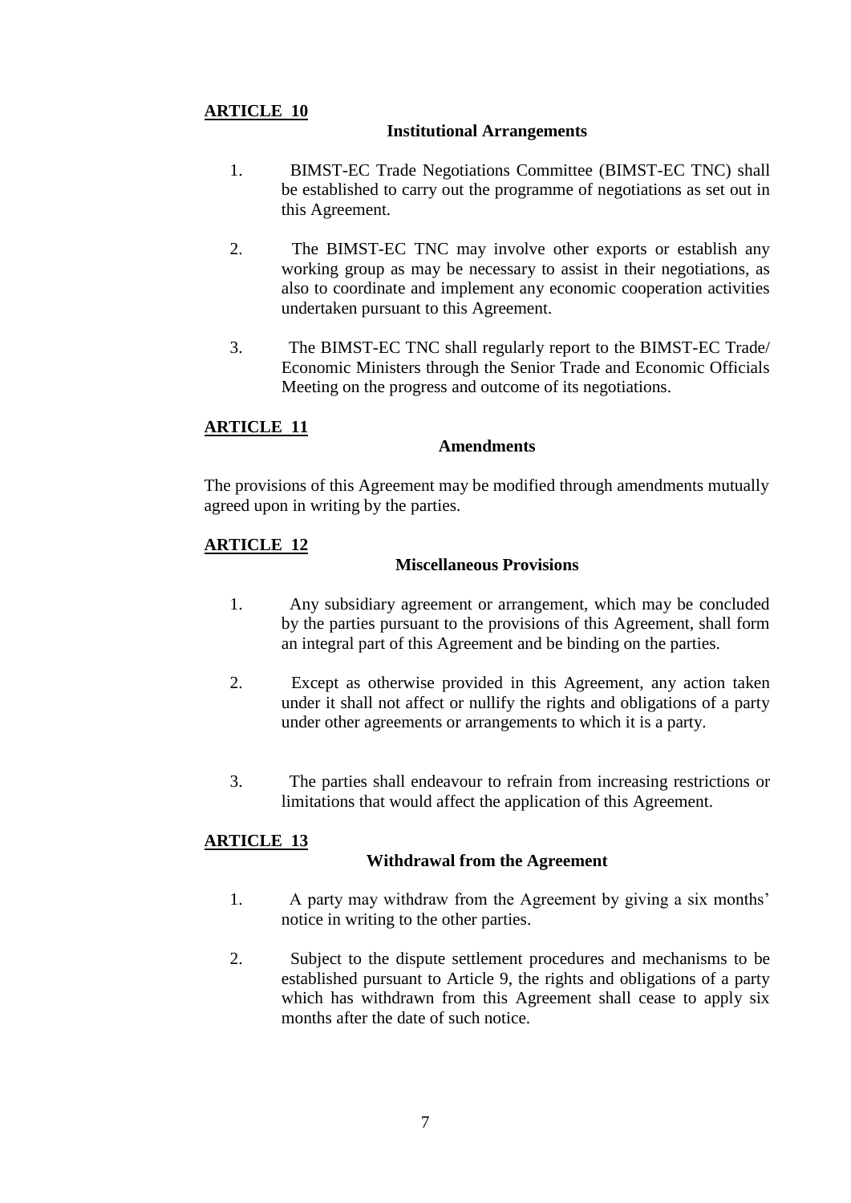## ARTICLE 10

**Institutional Arrangements**

1. BIMST-EC Trade Negotiations Committee (BIMST-EC TNC) shall be established to carry out the programme of negotiations as set out in this Agreement.

2. The BIMST-EC TNC may involve other exports or establish any working group as may be necessary to assist in their negotiations, as also to coordinate and implement any economic cooperation activities undertaken pursuant to this Agreement.

3. The BIMST-EC TNC shall regularly report to the BIMST-EC Trade/ Economic Ministers through the Senior Trade and Economic Officials Meeting on the progress and outcome of its negotiations.

## ARTICLE 11

**Amendments**

The provisions of this Agreement may be modified through amendments mutually agreed upon in writing by the parties.

## ARTICLE 12

**Miscellaneous Provisions**

1. Any subsidiary agreement or arrangement, which may be concluded by the parties pursuant to the provisions of this Agreement, shall form an integral part of this Agreement and be binding on the parties.

2. Except as otherwise provided in this Agreement, any action taken under it shall not affect or nullify the rights and obligations of a party under other agreements or arrangements to which it is a party.

3. The parties shall endeavour to refrain from increasing restrictions or limitations that would affect the application of this Agreement.

## ARTICLE 13

**Withdrawal from the Agreement**

1. A party may withdraw from the Agreement by giving a six months' notice in writing to the other parties.

2. Subject to the dispute settlement procedures and mechanisms to be established pursuant to Article 9, the rights and obligations of a party which has withdrawn from this Agreement shall cease to apply six months after the date of such notice.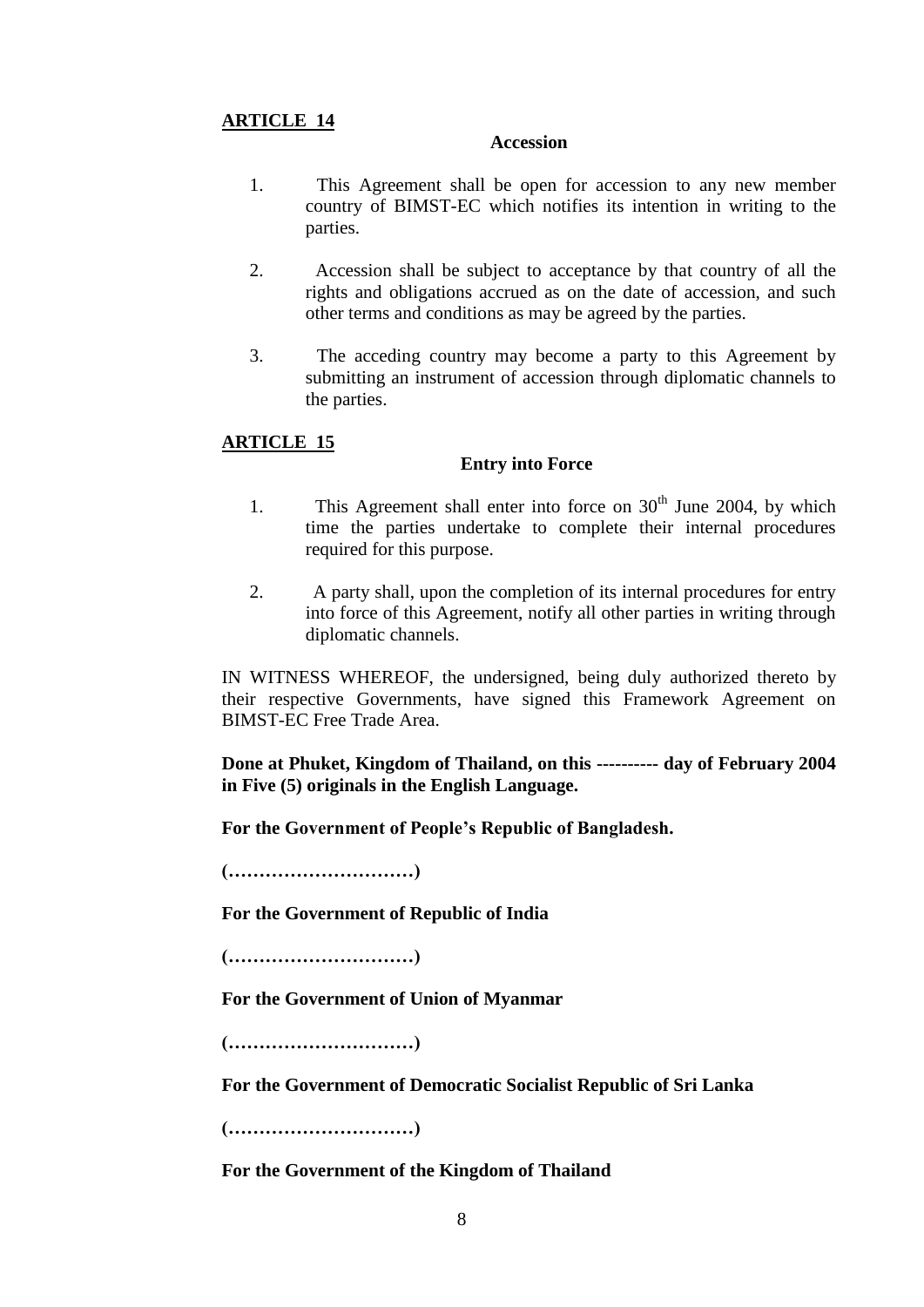**ARTICLE 14**

**Accession**

1. This Agreement shall be open for accession to any new member country of BIMST-EC which notifies its intention in writing to the parties.

2. Accession shall be subject to acceptance by that country of all the rights and obligations accrued as on the date of accession, and such other terms and conditions as may be agreed by the parties.

3. The acceding country may become a party to this Agreement by submitting an instrument of accession through diplomatic channels to the parties.

**ARTICLE 15**

**Entry into Force**

1. This Agreement shall enter into force on 30th June 2004, by which time the parties undertake to complete their internal procedures required for this purpose.

2. A party shall, upon the completion of its internal procedures for entry into force of this Agreement, notify all other parties in writing through diplomatic channels.

IN WITNESS WHEREOF, the undersigned, being duly authorized thereto by their respective Governments, have signed this Framework Agreement on BIMST-EC Free Trade Area.

**Done at Phuket, Kingdom of Thailand, on this ---------- day of February 2004 in Five (5) originals in the English Language.**

**For the Government of People's Republic of Bangladesh.**

**(…………………………)**

**For the Government of Republic of India**

**(…………………………)**

**For the Government of Union of Myanmar**

**(…………………………)**

**For the Government of Democratic Socialist Republic of Sri Lanka**

**(…………………………)**

**For the Government of the Kingdom of Thailand**